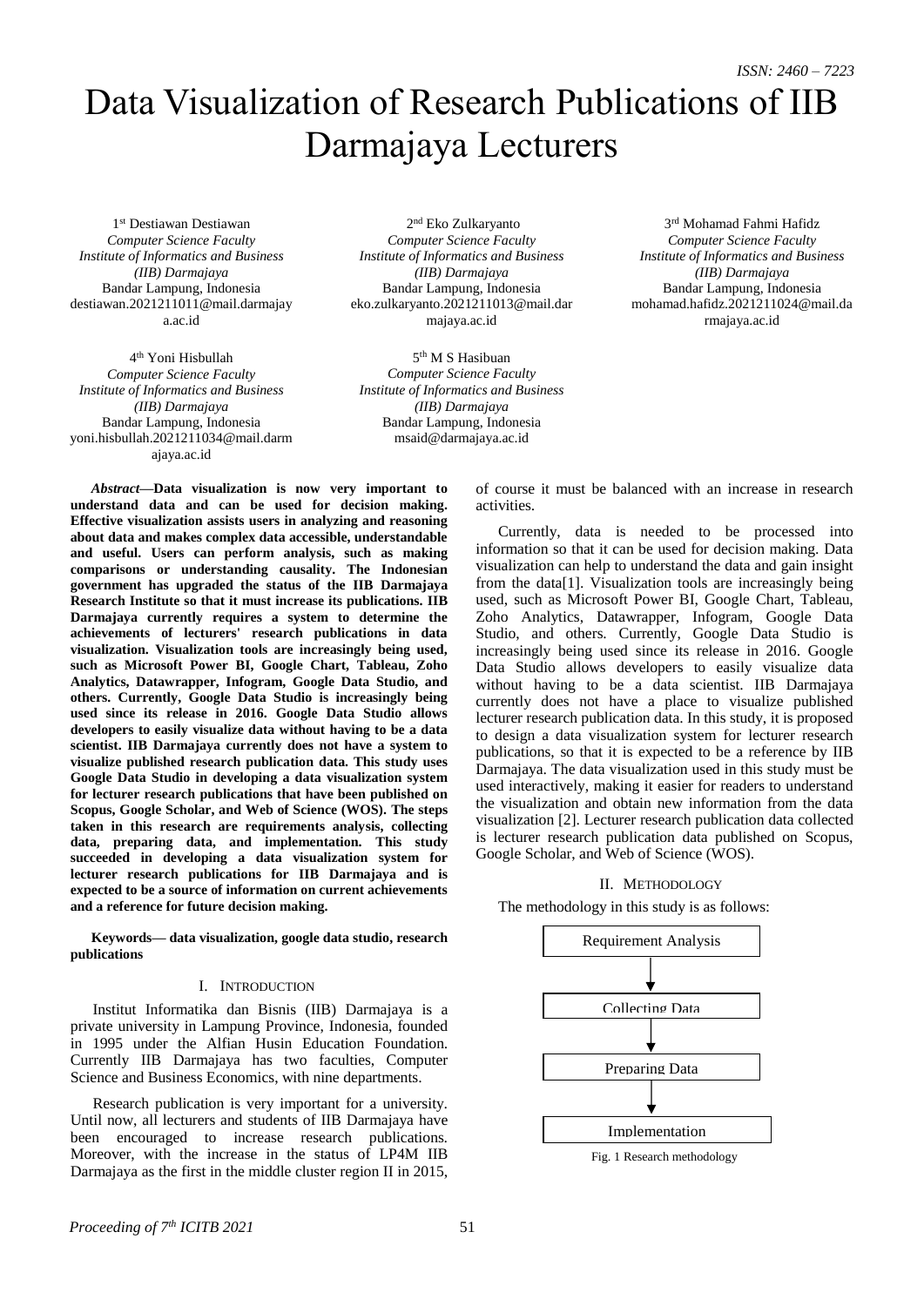# Data Visualization of Research Publications of IIB Darmajaya Lecturers

1st Destiawan Destiawan
*Computer Science Faculty*
*Institute of Informatics and Business (IIB) Darmajaya*
Bandar Lampung, Indonesia
destiawan.2021211011@mail.darmajaya.ac.id

2nd Eko Zulkaryanto
*Computer Science Faculty*
*Institute of Informatics and Business (IIB) Darmajaya*
Bandar Lampung, Indonesia
eko.zulkaryanto.2021211013@mail.darmajaya.ac.id

3rd Mohamad Fahmi Hafidz
*Computer Science Faculty*
*Institute of Informatics and Business (IIB) Darmajaya*
Bandar Lampung, Indonesia
mohamad.hafidz.2021211024@mail.darmajaya.ac.id

4th Yoni Hisbullah
*Computer Science Faculty*
*Institute of Informatics and Business (IIB) Darmajaya*
Bandar Lampung, Indonesia
yoni.hisbullah.2021211034@mail.darmajaya.ac.id

5th M S Hasibuan
*Computer Science Faculty*
*Institute of Informatics and Business (IIB) Darmajaya*
Bandar Lampung, Indonesia
msaid@darmajaya.ac.id

***Abstract*—Data visualization is now very important to understand data and can be used for decision making. Effective visualization assists users in analyzing and reasoning about data and makes complex data accessible, understandable and useful. Users can perform analysis, such as making comparisons or understanding causality. The Indonesian government has upgraded the status of the IIB Darmajaya Research Institute so that it must increase its publications. IIB Darmajaya currently requires a system to determine the achievements of lecturers' research publications in data visualization. Visualization tools are increasingly being used, such as Microsoft Power BI, Google Chart, Tableau, Zoho Analytics, Datawrapper, Infogram, Google Data Studio, and others. Currently, Google Data Studio is increasingly being used since its release in 2016. Google Data Studio allows developers to easily visualize data without having to be a data scientist. IIB Darmajaya currently does not have a system to visualize published research publication data. This study uses Google Data Studio in developing a data visualization system for lecturer research publications that have been published on Scopus, Google Scholar, and Web of Science (WOS). The steps taken in this research are requirements analysis, collecting data, preparing data, and implementation. This study succeeded in developing a data visualization system for lecturer research publications for IIB Darmajaya and is expected to be a source of information on current achievements and a reference for future decision making.**

**Keywords— data visualization, google data studio, research publications**

## I. Introduction

Institut Informatika dan Bisnis (IIB) Darmajaya is a private university in Lampung Province, Indonesia, founded in 1995 under the Alfian Husin Education Foundation. Currently IIB Darmajaya has two faculties, Computer Science and Business Economics, with nine departments.

Research publication is very important for a university. Until now, all lecturers and students of IIB Darmajaya have been encouraged to increase research publications. Moreover, with the increase in the status of LP4M IIB Darmajaya as the first in the middle cluster region II in 2015, of course it must be balanced with an increase in research activities.

Currently, data is needed to be processed into information so that it can be used for decision making. Data visualization can help to understand the data and gain insight from the data[1]. Visualization tools are increasingly being used, such as Microsoft Power BI, Google Chart, Tableau, Zoho Analytics, Datawrapper, Infogram, Google Data Studio, and others. Currently, Google Data Studio is increasingly being used since its release in 2016. Google Data Studio allows developers to easily visualize data without having to be a data scientist. IIB Darmajaya currently does not have a place to visualize published lecturer research publication data. In this study, it is proposed to design a data visualization system for lecturer research publications, so that it is expected to be a reference by IIB Darmajaya. The data visualization used in this study must be used interactively, making it easier for readers to understand the visualization and obtain new information from the data visualization [2]. Lecturer research publication data collected is lecturer research publication data published on Scopus, Google Scholar, and Web of Science (WOS).

## II. Methodology

The methodology in this study is as follows:

Requirement Analysis

Collecting Data

Preparing Data

Implementation

Fig. 1 Research methodology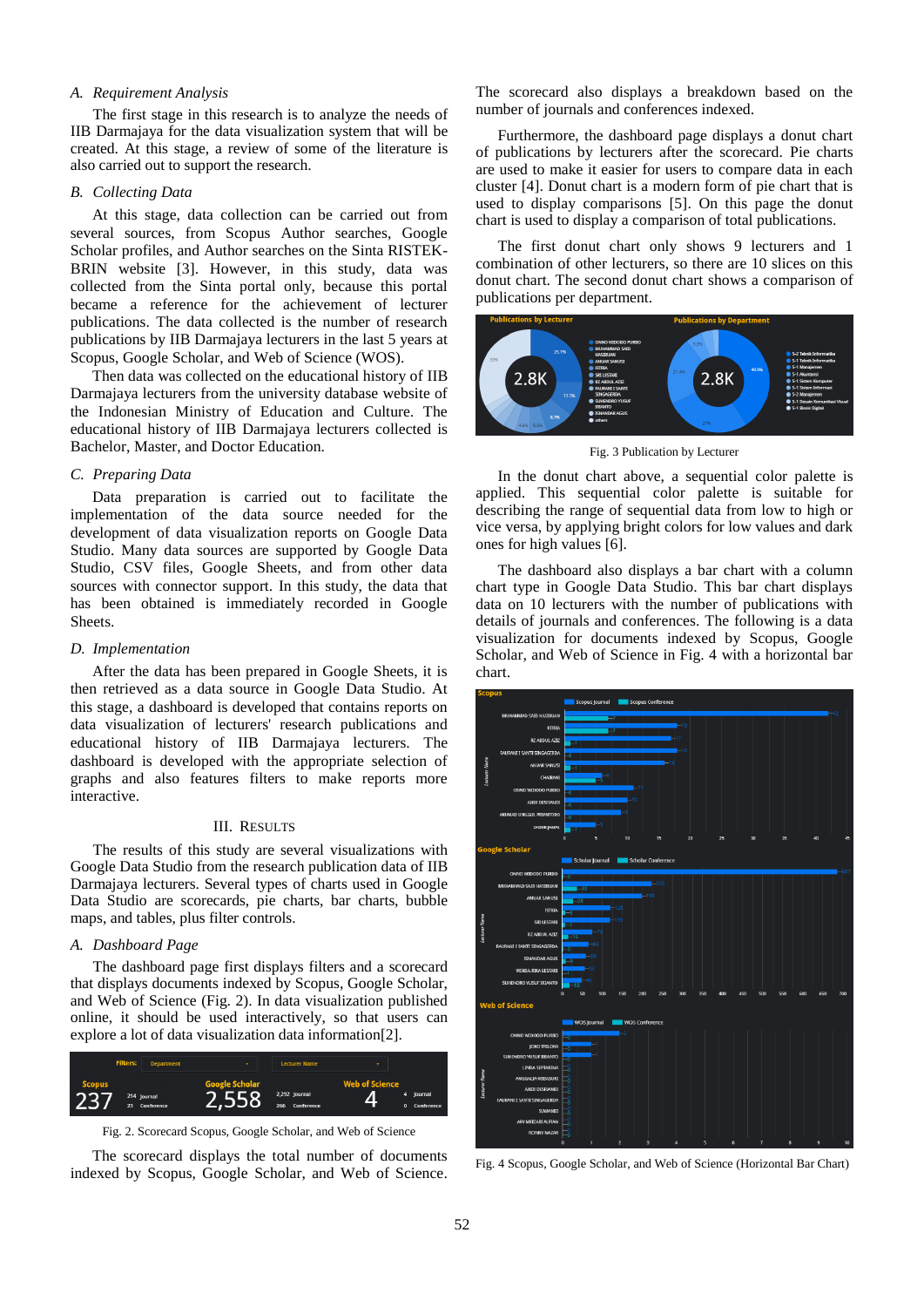### A. Requirement Analysis

The first stage in this research is to analyze the needs of IIB Darmajaya for the data visualization system that will be created. At this stage, a review of some of the literature is also carried out to support the research.

### B. Collecting Data

At this stage, data collection can be carried out from several sources, from Scopus Author searches, Google Scholar profiles, and Author searches on the Sinta RISTEK-BRIN website [3]. However, in this study, data was collected from the Sinta portal only, because this portal became a reference for the achievement of lecturer publications. The data collected is the number of research publications by IIB Darmajaya lecturers in the last 5 years at Scopus, Google Scholar, and Web of Science (WOS).

Then data was collected on the educational history of IIB Darmajaya lecturers from the university database website of the Indonesian Ministry of Education and Culture. The educational history of IIB Darmajaya lecturers collected is Bachelor, Master, and Doctor Education.

### C. Preparing Data

Data preparation is carried out to facilitate the implementation of the data source needed for the development of data visualization reports on Google Data Studio. Many data sources are supported by Google Data Studio, CSV files, Google Sheets, and from other data sources with connector support. In this study, the data that has been obtained is immediately recorded in Google Sheets.

### D. Implementation

After the data has been prepared in Google Sheets, it is then retrieved as a data source in Google Data Studio. At this stage, a dashboard is developed that contains reports on data visualization of lecturers' research publications and educational history of IIB Darmajaya lecturers. The dashboard is developed with the appropriate selection of graphs and also features filters to make reports more interactive.

## III. RESULTS

The results of this study are several visualizations with Google Data Studio from the research publication data of IIB Darmajaya lecturers. Several types of charts used in Google Data Studio are scorecards, pie charts, bar charts, bubble maps, and tables, plus filter controls.

### A. Dashboard Page

The dashboard page first displays filters and a scorecard that displays documents indexed by Scopus, Google Scholar, and Web of Science (Fig. 2). In data visualization published online, it should be used interactively, so that users can explore a lot of data visualization data information[2].

Filters: Department | Lecturer Name

Scopus 237 — 214 Journal, 23 Conference
Google Scholar 2,558 — 2,292 Journal, 266 Conference
Web of Science 4 — 4 Journal, 0 Conference

Fig. 2. Scorecard Scopus, Google Scholar, and Web of Science

The scorecard displays the total number of documents indexed by Scopus, Google Scholar, and Web of Science. The scorecard also displays a breakdown based on the number of journals and conferences indexed.

Furthermore, the dashboard page displays a donut chart of publications by lecturers after the scorecard. Pie charts are used to make it easier for users to compare data in each cluster [4]. Donut chart is a modern form of pie chart that is used to display comparisons [5]. On this page the donut chart is used to display a comparison of total publications.

The first donut chart only shows 9 lecturers and 1 combination of other lecturers, so there are 10 slices on this donut chart. The second donut chart shows a comparison of publications per department.

Publications by Lecturer — 2.8K
Publications by Department — 2.8K

Fig. 3 Publication by Lecturer

In the donut chart above, a sequential color palette is applied. This sequential color palette is suitable for describing the range of sequential data from low to high or vice versa, by applying bright colors for low values and dark ones for high values [6].

The dashboard also displays a bar chart with a column chart type in Google Data Studio. This bar chart displays data on 10 lecturers with the number of publications with details of journals and conferences. The following is a data visualization for documents indexed by Scopus, Google Scholar, and Web of Science in Fig. 4 with a horizontal bar chart.

Scopus — Scopus Journal, Scopus Conference
Google Scholar — Scholar Journal, Scholar Conference
Web of Science — WOS Journal, WOS Conference

Fig. 4 Scopus, Google Scholar, and Web of Science (Horizontal Bar Chart)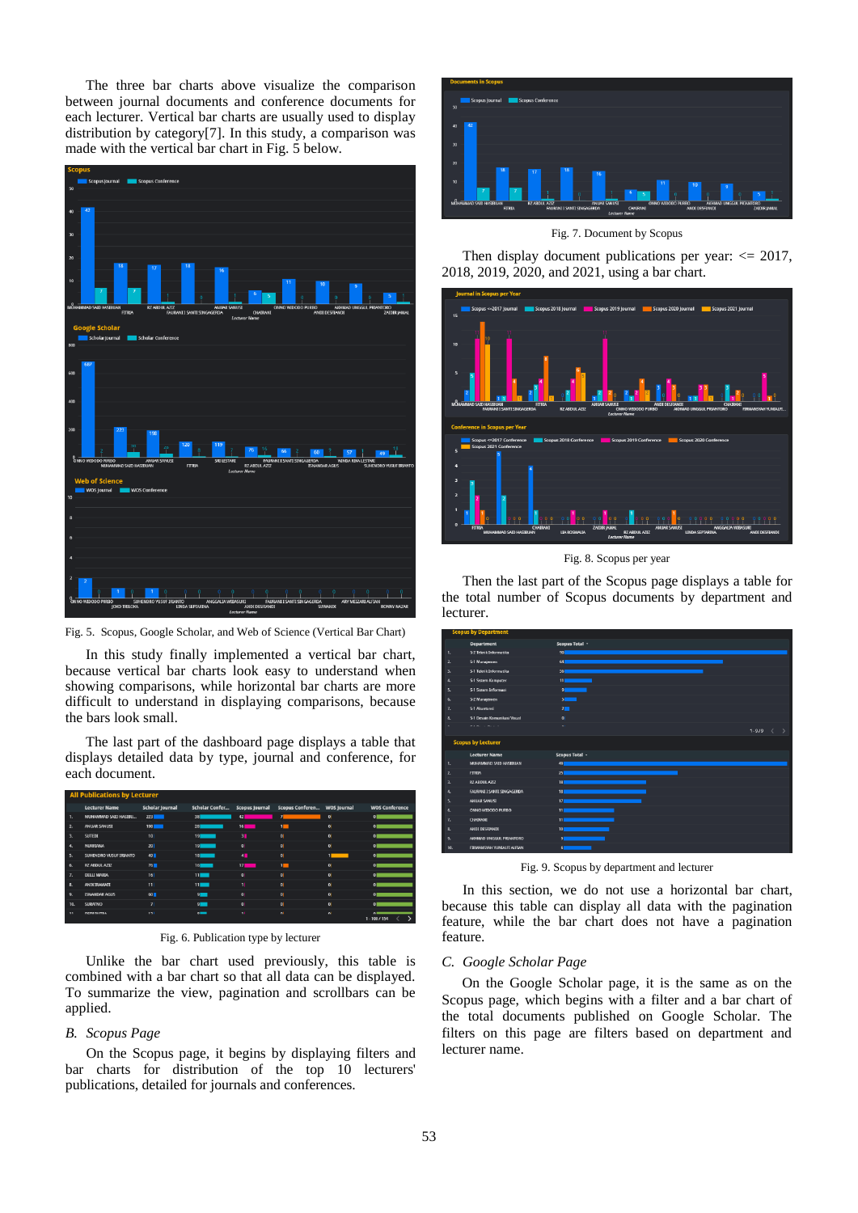The three bar charts above visualize the comparison between journal documents and conference documents for each lecturer. Vertical bar charts are usually used to display distribution by category[7]. In this study, a comparison was made with the vertical bar chart in Fig. 5 below.

Fig. 5. Scopus, Google Scholar, and Web of Science (Vertical Bar Chart)

In this study finally implemented a vertical bar chart, because vertical bar charts look easy to understand when showing comparisons, while horizontal bar charts are more difficult to understand in displaying comparisons, because the bars look small.

The last part of the dashboard page displays a table that displays detailed data by type, journal and conference, for each document.

Fig. 6. Publication type by lecturer

Unlike the bar chart used previously, this table is combined with a bar chart so that all data can be displayed. To summarize the view, pagination and scrollbars can be applied.

## B. Scopus Page

On the Scopus page, it begins by displaying filters and bar charts for distribution of the top 10 lecturers' publications, detailed for journals and conferences.

Fig. 7. Document by Scopus

Then display document publications per year: <= 2017, 2018, 2019, 2020, and 2021, using a bar chart.

Fig. 8. Scopus per year

Then the last part of the Scopus page displays a table for the total number of Scopus documents by department and lecturer.

Fig. 9. Scopus by department and lecturer

In this section, we do not use a horizontal bar chart, because this table can display all data with the pagination feature, while the bar chart does not have a pagination feature.

## C. Google Scholar Page

On the Google Scholar page, it is the same as on the Scopus page, which begins with a filter and a bar chart of the total documents published on Google Scholar. The filters on this page are filters based on department and lecturer name.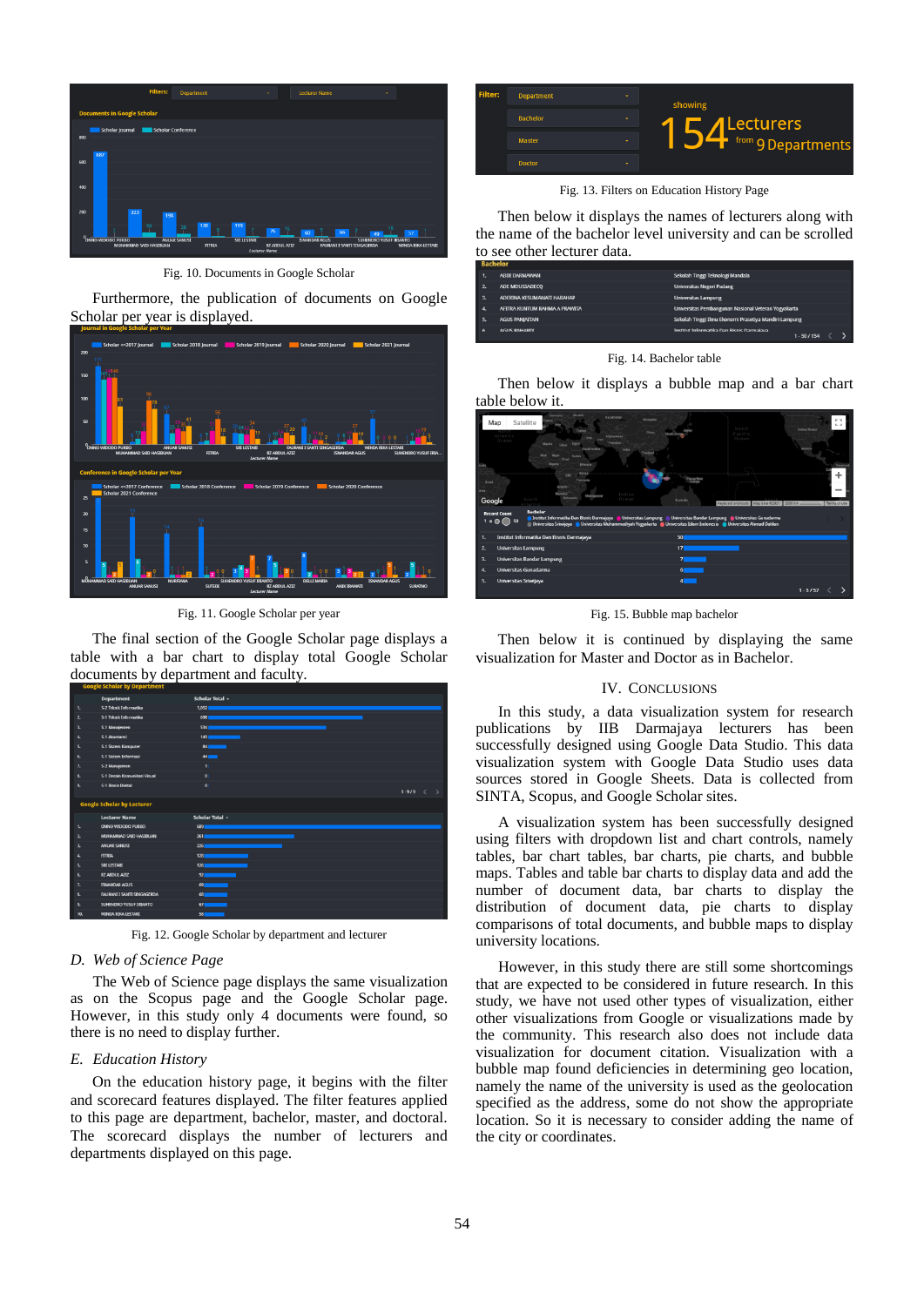Fig. 10. Documents in Google Scholar

Furthermore, the publication of documents on Google Scholar per year is displayed.

Fig. 11. Google Scholar per year

The final section of the Google Scholar page displays a table with a bar chart to display total Google Scholar documents by department and faculty.

Fig. 12. Google Scholar by department and lecturer

### D. *Web of Science Page*

The Web of Science page displays the same visualization as on the Scopus page and the Google Scholar page. However, in this study only 4 documents were found, so there is no need to display further.

### E. *Education History*

On the education history page, it begins with the filter and scorecard features displayed. The filter features applied to this page are department, bachelor, master, and doctoral. The scorecard displays the number of lecturers and departments displayed on this page.

Fig. 13. Filters on Education History Page

Then below it displays the names of lecturers along with the name of the bachelor level university and can be scrolled to see other lecturer data.

Fig. 14. Bachelor table

Then below it displays a bubble map and a bar chart table below it.

Fig. 15. Bubble map bachelor

Then below it is continued by displaying the same visualization for Master and Doctor as in Bachelor.

## IV. CONCLUSIONS

In this study, a data visualization system for research publications by IIB Darmajaya lecturers has been successfully designed using Google Data Studio. This data visualization system with Google Data Studio uses data sources stored in Google Sheets. Data is collected from SINTA, Scopus, and Google Scholar sites.

A visualization system has been successfully designed using filters with dropdown list and chart controls, namely tables, bar chart tables, bar charts, pie charts, and bubble maps. Tables and table bar charts to display data and add the number of document data, bar charts to display the distribution of document data, pie charts to display comparisons of total documents, and bubble maps to display university locations.

However, in this study there are still some shortcomings that are expected to be considered in future research. In this study, we have not used other types of visualization, either other visualizations from Google or visualizations made by the community. This research also does not include data visualization for document citation. Visualization with a bubble map found deficiencies in determining geo location, namely the name of the university is used as the geolocation specified as the address, some do not show the appropriate location. So it is necessary to consider adding the name of the city or coordinates.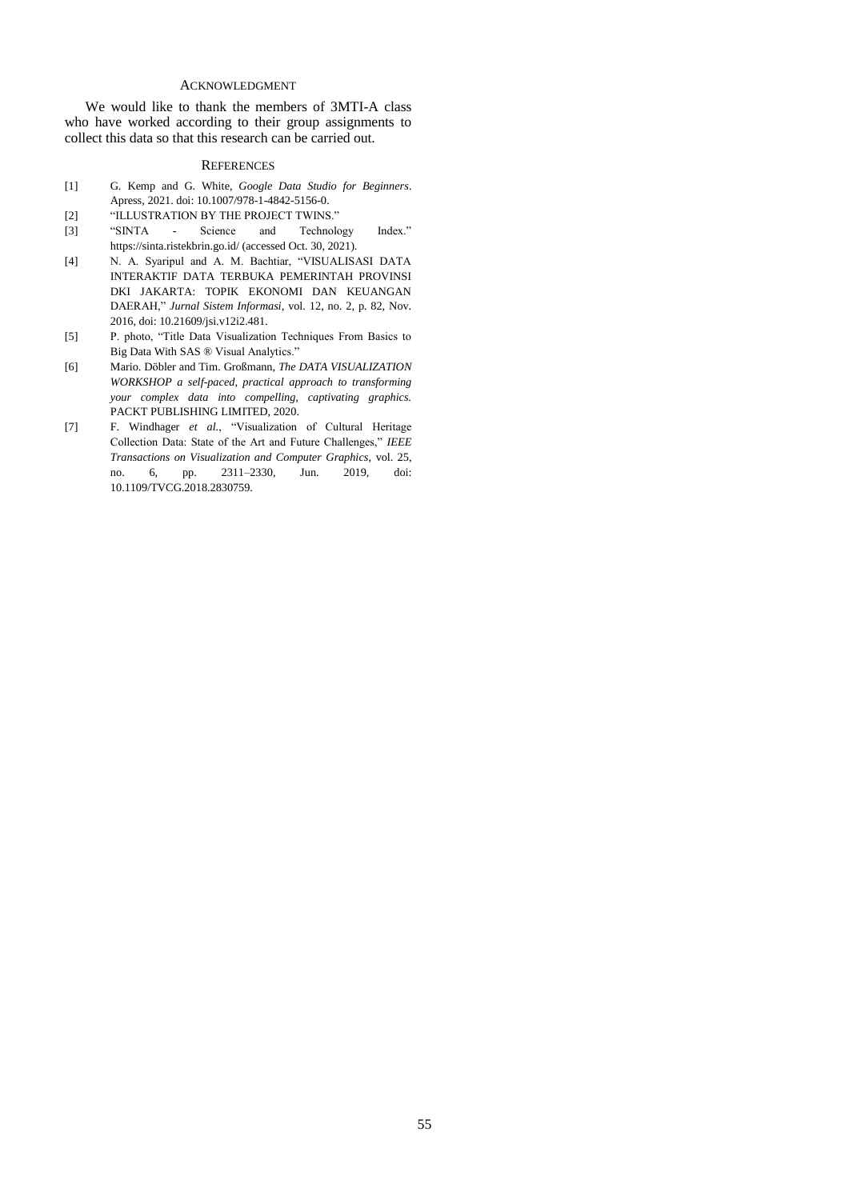## ACKNOWLEDGMENT

We would like to thank the members of 3MTI-A class who have worked according to their group assignments to collect this data so that this research can be carried out.

## REFERENCES

[1] G. Kemp and G. White, *Google Data Studio for Beginners*. Apress, 2021. doi: 10.1007/978-1-4842-5156-0.

[2] "ILLUSTRATION BY THE PROJECT TWINS."

[3] "SINTA - Science and Technology Index." https://sinta.ristekbrin.go.id/ (accessed Oct. 30, 2021).

[4] N. A. Syaripul and A. M. Bachtiar, "VISUALISASI DATA INTERAKTIF DATA TERBUKA PEMERINTAH PROVINSI DKI JAKARTA: TOPIK EKONOMI DAN KEUANGAN DAERAH," *Jurnal Sistem Informasi*, vol. 12, no. 2, p. 82, Nov. 2016, doi: 10.21609/jsi.v12i2.481.

[5] P. photo, "Title Data Visualization Techniques From Basics to Big Data With SAS ® Visual Analytics."

[6] Mario. Döbler and Tim. Großmann, *The DATA VISUALIZATION WORKSHOP a self-paced, practical approach to transforming your complex data into compelling, captivating graphics.* PACKT PUBLISHING LIMITED, 2020.

[7] F. Windhager *et al.*, "Visualization of Cultural Heritage Collection Data: State of the Art and Future Challenges," *IEEE Transactions on Visualization and Computer Graphics*, vol. 25, no. 6, pp. 2311–2330, Jun. 2019, doi: 10.1109/TVCG.2018.2830759.